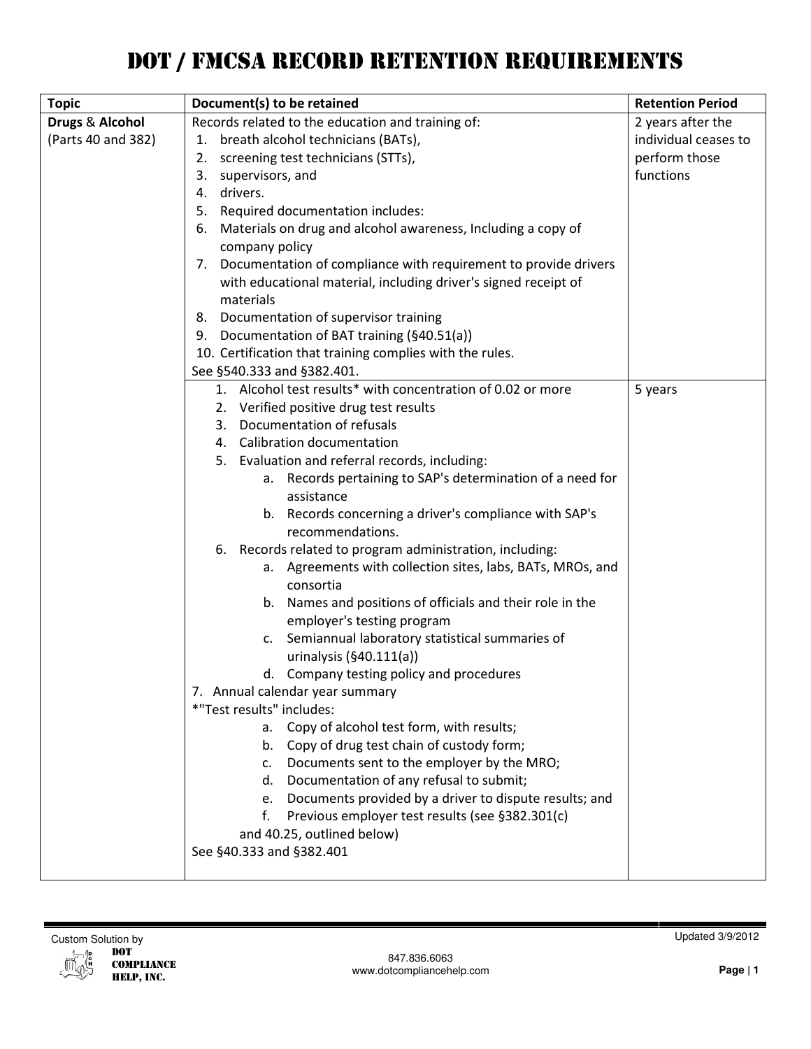# DOT / FMCSA RECORD RETENTION REQUIREMENTS

| Topic | Document(s) to be retained | Retention Period |
|---|---|---|
| **Drugs & Alcohol** (Parts 40 and 382) | Records related to the education and training of:<br>1. breath alcohol technicians (BATs),<br>2. screening test technicians (STTs),<br>3. supervisors, and<br>4. drivers.<br>5. Required documentation includes:<br>6. Materials on drug and alcohol awareness, Including a copy of company policy<br>7. Documentation of compliance with requirement to provide drivers with educational material, including driver's signed receipt of materials<br>8. Documentation of supervisor training<br>9. Documentation of BAT training (§40.51(a))<br>10. Certification that training complies with the rules.<br>See §540.333 and §382.401. | 2 years after the individual ceases to perform those functions |
| | 1. Alcohol test results* with concentration of 0.02 or more<br>2. Verified positive drug test results<br>3. Documentation of refusals<br>4. Calibration documentation<br>5. Evaluation and referral records, including:<br>a. Records pertaining to SAP's determination of a need for assistance<br>b. Records concerning a driver's compliance with SAP's recommendations.<br>6. Records related to program administration, including:<br>a. Agreements with collection sites, labs, BATs, MROs, and consortia<br>b. Names and positions of officials and their role in the employer's testing program<br>c. Semiannual laboratory statistical summaries of urinalysis (§40.111(a))<br>d. Company testing policy and procedures<br>7. Annual calendar year summary<br>*"Test results" includes:<br>a. Copy of alcohol test form, with results;<br>b. Copy of drug test chain of custody form;<br>c. Documents sent to the employer by the MRO;<br>d. Documentation of any refusal to submit;<br>e. Documents provided by a driver to dispute results; and<br>f. Previous employer test results (see §382.301(c) and 40.25, outlined below)<br>See §40.333 and §382.401 | 5 years |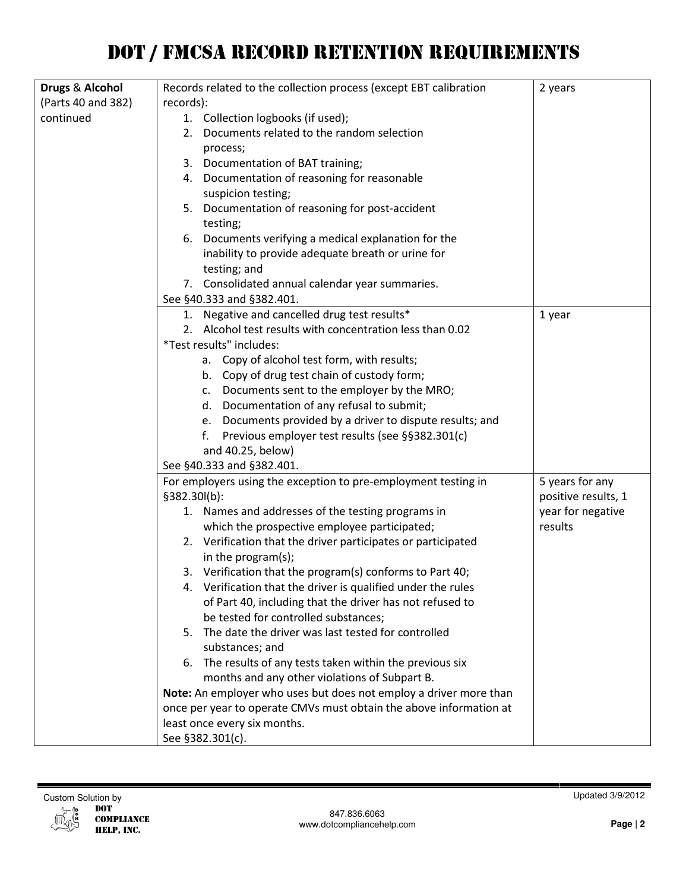# DOT / FMCSA RECORD RETENTION REQUIREMENTS

| | | |
|---|---|---|
| **Drugs** & **Alcohol** (Parts 40 and 382) continued | Records related to the collection process (except EBT calibration records):<br>1. Collection logbooks (if used);<br>2. Documents related to the random selection process;<br>3. Documentation of BAT training;<br>4. Documentation of reasoning for reasonable suspicion testing;<br>5. Documentation of reasoning for post-accident testing;<br>6. Documents verifying a medical explanation for the inability to provide adequate breath or urine for testing; and<br>7. Consolidated annual calendar year summaries.<br>See §40.333 and §382.401. | 2 years |
| | 1. Negative and cancelled drug test results*<br>2. Alcohol test results with concentration less than 0.02<br>*Test results" includes:<br>a. Copy of alcohol test form, with results;<br>b. Copy of drug test chain of custody form;<br>c. Documents sent to the employer by the MRO;<br>d. Documentation of any refusal to submit;<br>e. Documents provided by a driver to dispute results; and<br>f. Previous employer test results (see §§382.301(c) and 40.25, below)<br>See §40.333 and §382.401. | 1 year |
| | For employers using the exception to pre-employment testing in §382.30l(b):<br>1. Names and addresses of the testing programs in which the prospective employee participated;<br>2. Verification that the driver participates or participated in the program(s);<br>3. Verification that the program(s) conforms to Part 40;<br>4. Verification that the driver is qualified under the rules of Part 40, including that the driver has not refused to be tested for controlled substances;<br>5. The date the driver was last tested for controlled substances; and<br>6. The results of any tests taken within the previous six months and any other violations of Subpart B.<br>**Note:** An employer who uses but does not employ a driver more than once per year to operate CMVs must obtain the above information at least once every six months.<br>See §382.301(c). | 5 years for any positive results, 1 year for negative results |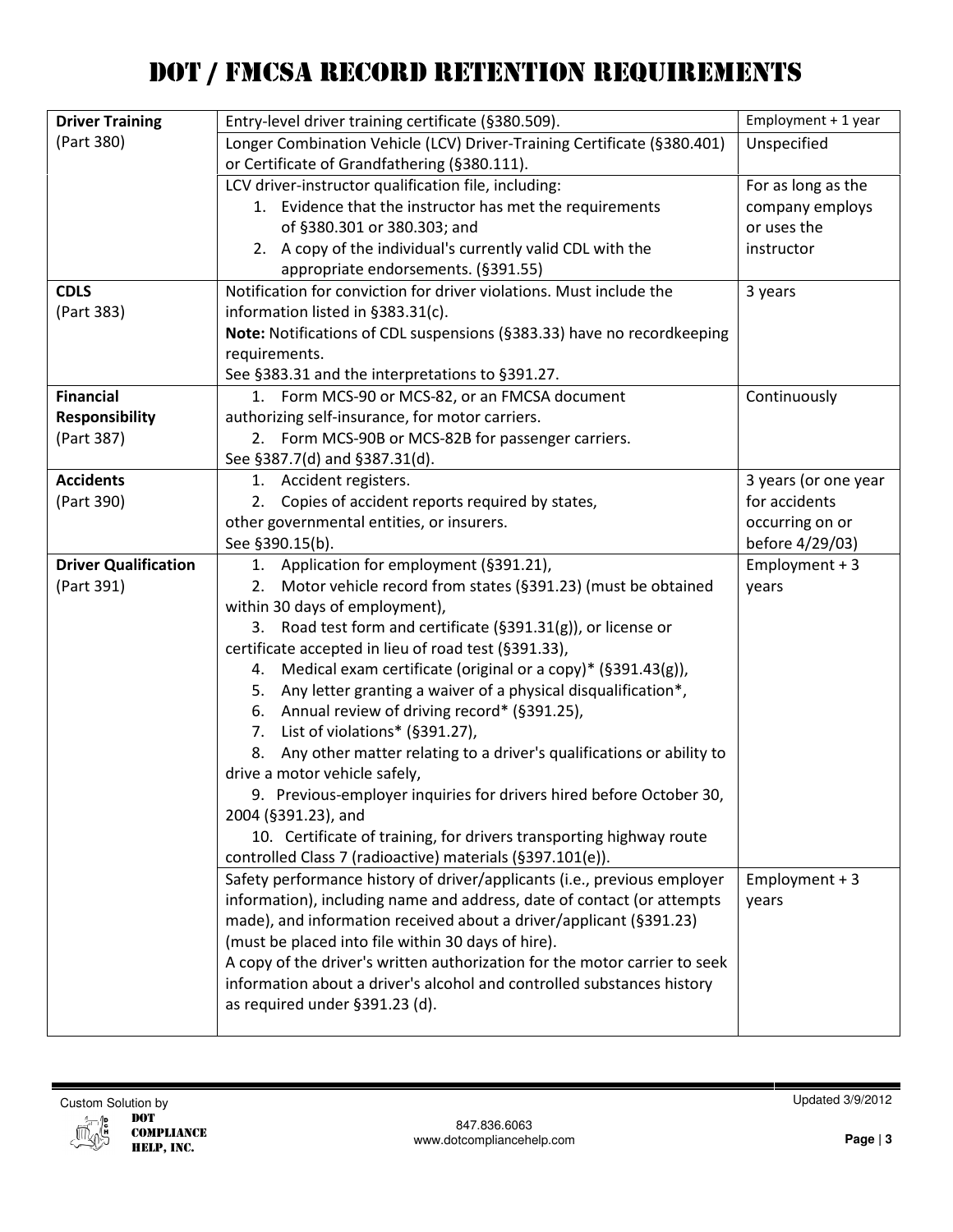# DOT / FMCSA RECORD RETENTION REQUIREMENTS

| | | |
|---|---|---|
| **Driver Training** (Part 380) | Entry-level driver training certificate (§380.509). | Employment + 1 year |
| | Longer Combination Vehicle (LCV) Driver-Training Certificate (§380.401) or Certificate of Grandfathering (§380.111). | Unspecified |
| | LCV driver-instructor qualification file, including:<br>1. Evidence that the instructor has met the requirements of §380.301 or 380.303; and<br>2. A copy of the individual's currently valid CDL with the appropriate endorsements. (§391.55) | For as long as the company employs or uses the instructor |
| **CDLS** (Part 383) | Notification for conviction for driver violations. Must include the information listed in §383.31(c).<br>**Note:** Notifications of CDL suspensions (§383.33) have no recordkeeping requirements.<br>See §383.31 and the interpretations to §391.27. | 3 years |
| **Financial Responsibility** (Part 387) | 1. Form MCS-90 or MCS-82, or an FMCSA document authorizing self-insurance, for motor carriers.<br>2. Form MCS-90B or MCS-82B for passenger carriers.<br>See §387.7(d) and §387.31(d). | Continuously |
| **Accidents** (Part 390) | 1. Accident registers.<br>2. Copies of accident reports required by states, other governmental entities, or insurers.<br>See §390.15(b). | 3 years (or one year for accidents occurring on or before 4/29/03) |
| **Driver Qualification** (Part 391) | 1. Application for employment (§391.21),<br>2. Motor vehicle record from states (§391.23) (must be obtained within 30 days of employment),<br>3. Road test form and certificate (§391.31(g)), or license or certificate accepted in lieu of road test (§391.33),<br>4. Medical exam certificate (original or a copy)* (§391.43(g)),<br>5. Any letter granting a waiver of a physical disqualification*,<br>6. Annual review of driving record* (§391.25),<br>7. List of violations* (§391.27),<br>8. Any other matter relating to a driver's qualifications or ability to drive a motor vehicle safely,<br>9. Previous-employer inquiries for drivers hired before October 30, 2004 (§391.23), and<br>10. Certificate of training, for drivers transporting highway route controlled Class 7 (radioactive) materials (§397.101(e)). | Employment + 3 years |
| | Safety performance history of driver/applicants (i.e., previous employer information), including name and address, date of contact (or attempts made), and information received about a driver/applicant (§391.23) (must be placed into file within 30 days of hire).<br>A copy of the driver's written authorization for the motor carrier to seek information about a driver's alcohol and controlled substances history as required under §391.23 (d). | Employment + 3 years |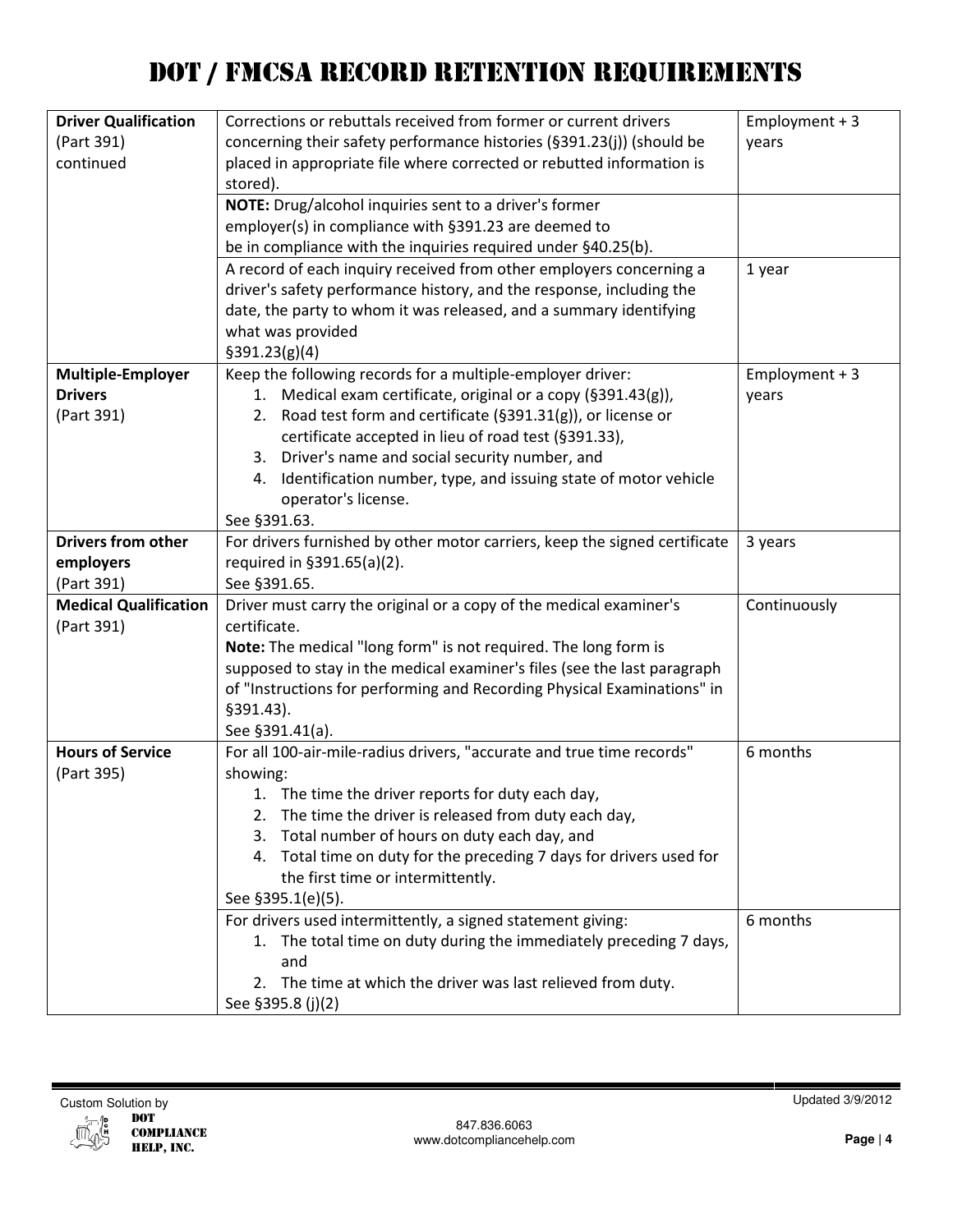# DOT / FMCSA RECORD RETENTION REQUIREMENTS

| | | |
|---|---|---|
| **Driver Qualification** (Part 391) continued | Corrections or rebuttals received from former or current drivers concerning their safety performance histories (§391.23(j)) (should be placed in appropriate file where corrected or rebutted information is stored). | Employment + 3 years |
| | **NOTE:** Drug/alcohol inquiries sent to a driver's former employer(s) in compliance with §391.23 are deemed to be in compliance with the inquiries required under §40.25(b). | |
| | A record of each inquiry received from other employers concerning a driver's safety performance history, and the response, including the date, the party to whom it was released, and a summary identifying what was provided §391.23(g)(4) | 1 year |
| **Multiple-Employer Drivers** (Part 391) | Keep the following records for a multiple-employer driver:<br>1. Medical exam certificate, original or a copy (§391.43(g)),<br>2. Road test form and certificate (§391.31(g)), or license or certificate accepted in lieu of road test (§391.33),<br>3. Driver's name and social security number, and<br>4. Identification number, type, and issuing state of motor vehicle operator's license.<br>See §391.63. | Employment + 3 years |
| **Drivers from other employers** (Part 391) | For drivers furnished by other motor carriers, keep the signed certificate required in §391.65(a)(2).<br>See §391.65. | 3 years |
| **Medical Qualification** (Part 391) | Driver must carry the original or a copy of the medical examiner's certificate.<br>**Note:** The medical "long form" is not required. The long form is supposed to stay in the medical examiner's files (see the last paragraph of "Instructions for performing and Recording Physical Examinations" in §391.43).<br>See §391.41(a). | Continuously |
| **Hours of Service** (Part 395) | For all 100-air-mile-radius drivers, "accurate and true time records" showing:<br>1. The time the driver reports for duty each day,<br>2. The time the driver is released from duty each day,<br>3. Total number of hours on duty each day, and<br>4. Total time on duty for the preceding 7 days for drivers used for the first time or intermittently.<br>See §395.1(e)(5). | 6 months |
| | For drivers used intermittently, a signed statement giving:<br>1. The total time on duty during the immediately preceding 7 days, and<br>2. The time at which the driver was last relieved from duty.<br>See §395.8 (j)(2) | 6 months |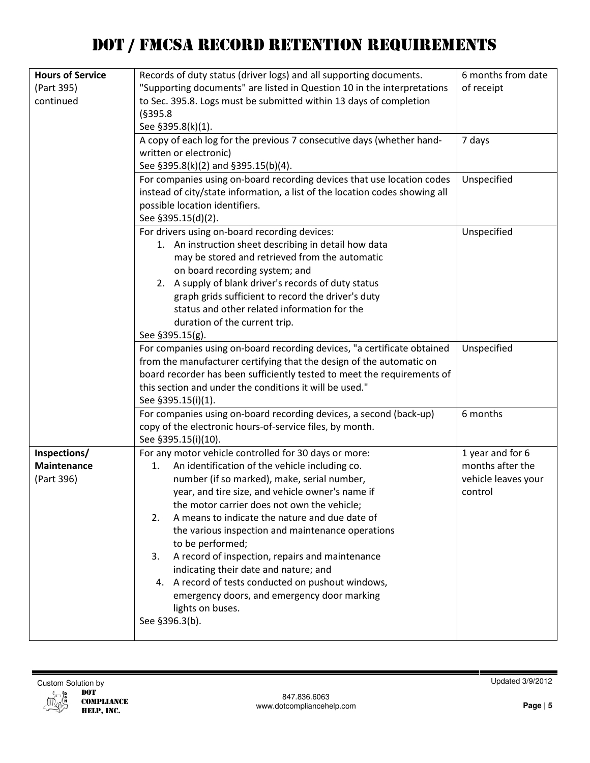# DOT / FMCSA RECORD RETENTION REQUIREMENTS

| | | |
|---|---|---|
| **Hours of Service** (Part 395) continued | Records of duty status (driver logs) and all supporting documents. "Supporting documents" are listed in Question 10 in the interpretations to Sec. 395.8. Logs must be submitted within 13 days of completion (§395.8<br>See §395.8(k)(1). | 6 months from date of receipt |
| | A copy of each log for the previous 7 consecutive days (whether hand-written or electronic)<br>See §395.8(k)(2) and §395.15(b)(4). | 7 days |
| | For companies using on-board recording devices that use location codes instead of city/state information, a list of the location codes showing all possible location identifiers.<br>See §395.15(d)(2). | Unspecified |
| | For drivers using on-board recording devices:<br>1. An instruction sheet describing in detail how data may be stored and retrieved from the automatic on board recording system; and<br>2. A supply of blank driver's records of duty status graph grids sufficient to record the driver's duty status and other related information for the duration of the current trip.<br>See §395.15(g). | Unspecified |
| | For companies using on-board recording devices, "a certificate obtained from the manufacturer certifying that the design of the automatic on board recorder has been sufficiently tested to meet the requirements of this section and under the conditions it will be used."<br>See §395.15(i)(1). | Unspecified |
| | For companies using on-board recording devices, a second (back-up) copy of the electronic hours-of-service files, by month.<br>See §395.15(i)(10). | 6 months |
| **Inspections/ Maintenance** (Part 396) | For any motor vehicle controlled for 30 days or more:<br>1. An identification of the vehicle including co. number (if so marked), make, serial number, year, and tire size, and vehicle owner's name if the motor carrier does not own the vehicle;<br>2. A means to indicate the nature and due date of the various inspection and maintenance operations to be performed;<br>3. A record of inspection, repairs and maintenance indicating their date and nature; and<br>4. A record of tests conducted on pushout windows, emergency doors, and emergency door marking lights on buses.<br>See §396.3(b). | 1 year and for 6 months after the vehicle leaves your control |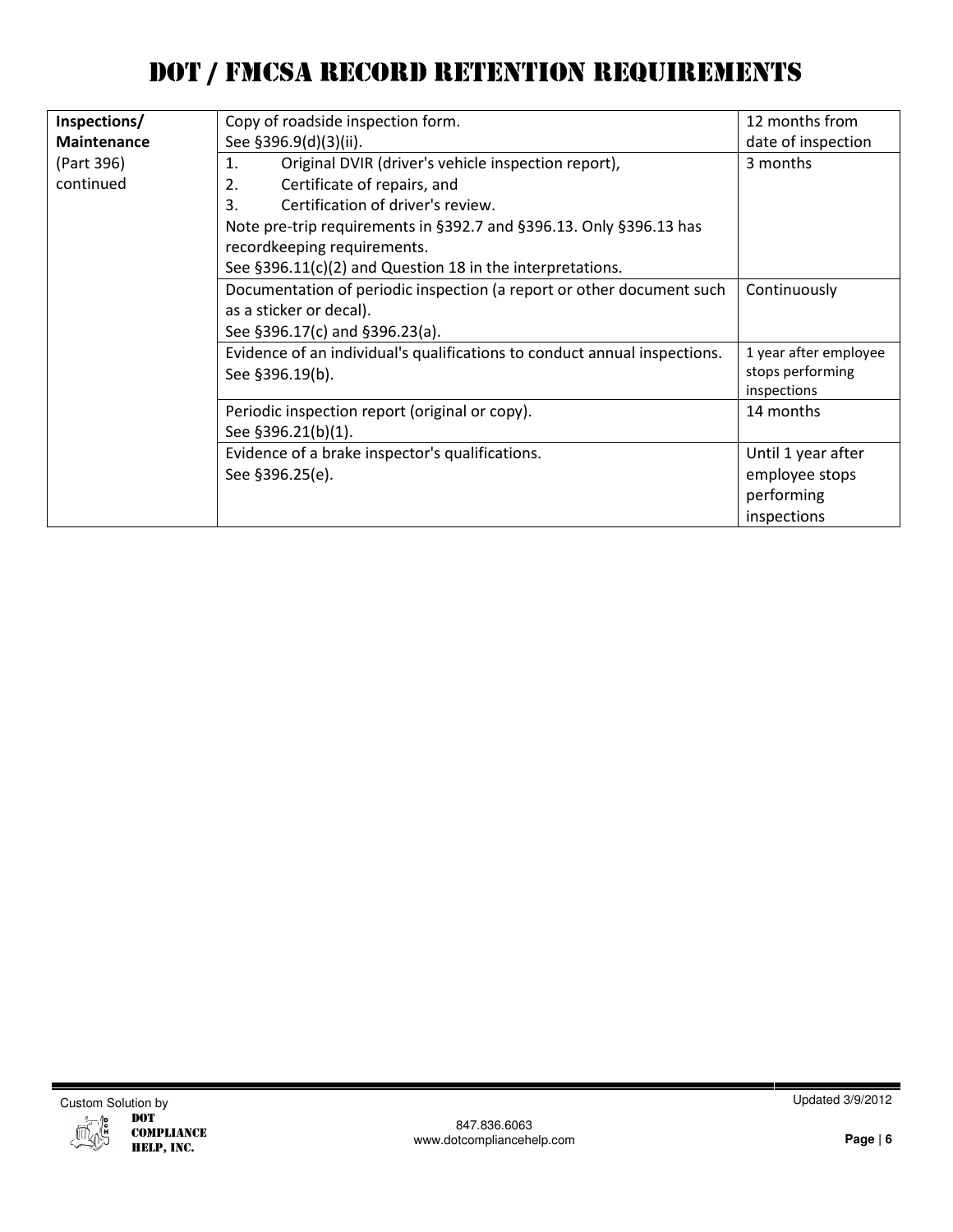# DOT / FMCSA RECORD RETENTION REQUIREMENTS

| | | |
|---|---|---|
| **Inspections/ Maintenance** (Part 396) continued | Copy of roadside inspection form. See §396.9(d)(3)(ii). | 12 months from date of inspection |
| | 1. Original DVIR (driver's vehicle inspection report), 2. Certificate of repairs, and 3. Certification of driver's review. Note pre-trip requirements in §392.7 and §396.13. Only §396.13 has recordkeeping requirements. See §396.11(c)(2) and Question 18 in the interpretations. | 3 months |
| | Documentation of periodic inspection (a report or other document such as a sticker or decal). See §396.17(c) and §396.23(a). | Continuously |
| | Evidence of an individual's qualifications to conduct annual inspections. See §396.19(b). | 1 year after employee stops performing inspections |
| | Periodic inspection report (original or copy). See §396.21(b)(1). | 14 months |
| | Evidence of a brake inspector's qualifications. See §396.25(e). | Until 1 year after employee stops performing inspections |